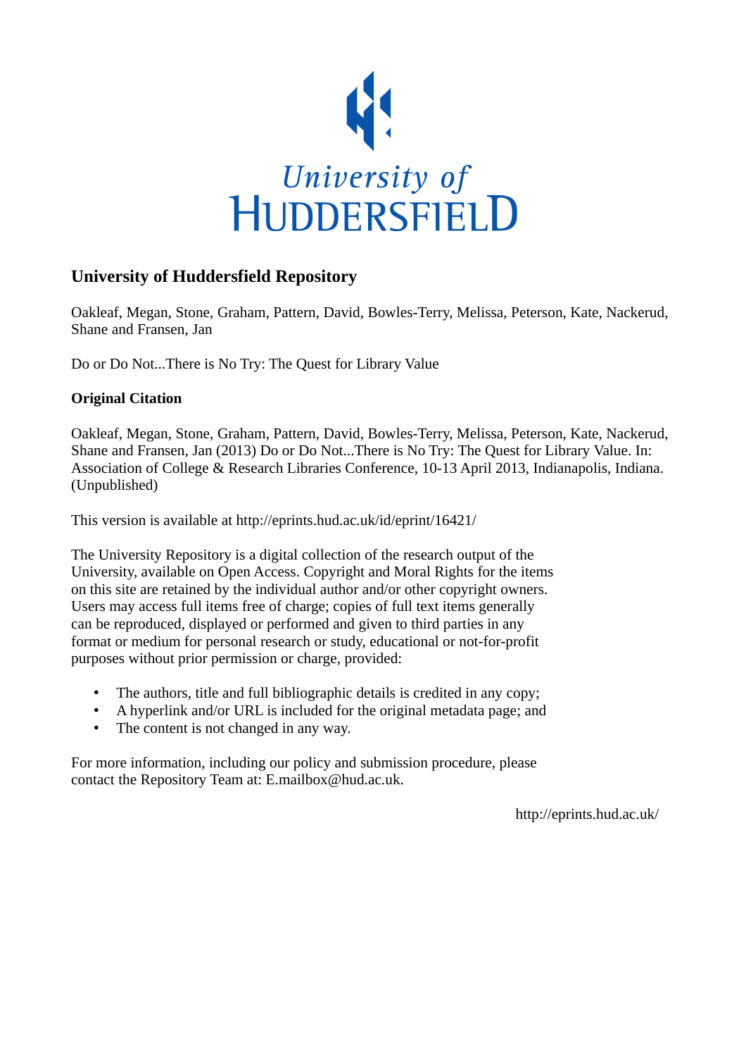University of HUDDERSFIELD

## University of Huddersfield Repository

Oakleaf, Megan, Stone, Graham, Pattern, David, Bowles-Terry, Melissa, Peterson, Kate, Nackerud, Shane and Fransen, Jan

Do or Do Not...There is No Try: The Quest for Library Value

### Original Citation

Oakleaf, Megan, Stone, Graham, Pattern, David, Bowles-Terry, Melissa, Peterson, Kate, Nackerud, Shane and Fransen, Jan (2013) Do or Do Not...There is No Try: The Quest for Library Value. In: Association of College & Research Libraries Conference, 10-13 April 2013, Indianapolis, Indiana. (Unpublished)

This version is available at http://eprints.hud.ac.uk/id/eprint/16421/

The University Repository is a digital collection of the research output of the University, available on Open Access. Copyright and Moral Rights for the items on this site are retained by the individual author and/or other copyright owners. Users may access full items free of charge; copies of full text items generally can be reproduced, displayed or performed and given to third parties in any format or medium for personal research or study, educational or not-for-profit purposes without prior permission or charge, provided:

- The authors, title and full bibliographic details is credited in any copy;
- A hyperlink and/or URL is included for the original metadata page; and
- The content is not changed in any way.

For more information, including our policy and submission procedure, please contact the Repository Team at: E.mailbox@hud.ac.uk.

http://eprints.hud.ac.uk/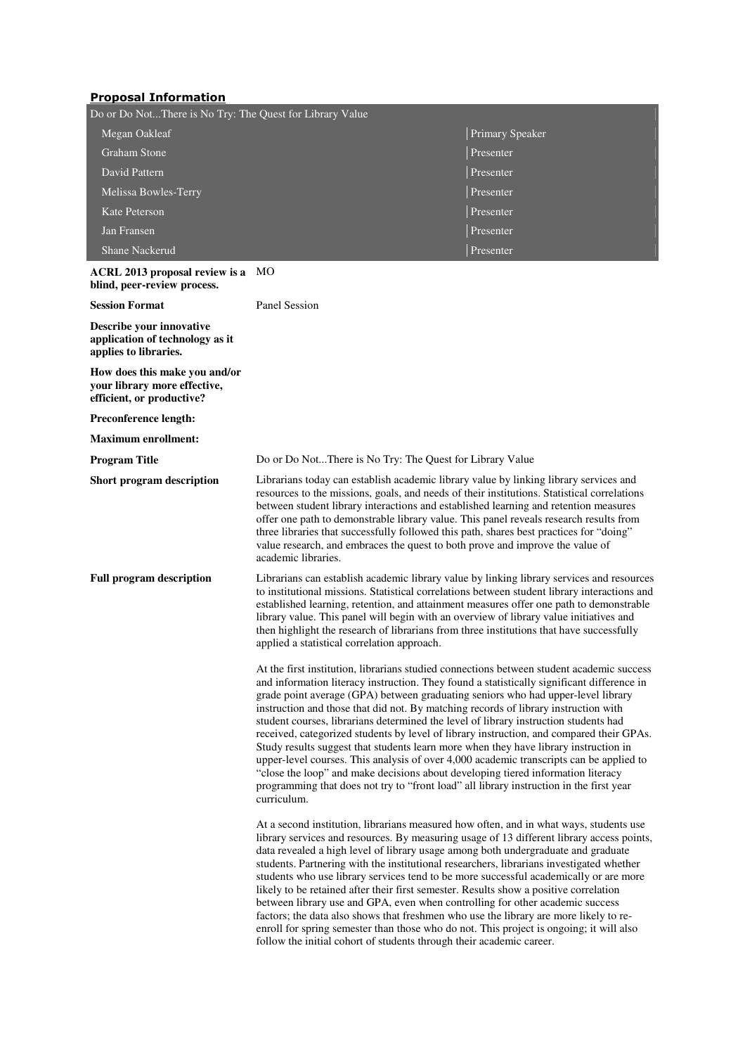## Proposal Information

| Do or Do Not...There is No Try: The Quest for Library Value | |
|---|---|
| Megan Oakleaf | Primary Speaker |
| Graham Stone | Presenter |
| David Pattern | Presenter |
| Melissa Bowles-Terry | Presenter |
| Kate Peterson | Presenter |
| Jan Fransen | Presenter |
| Shane Nackerud | Presenter |

| | |
|---|---|
| **ACRL 2013 proposal review is a blind, peer-review process.** | MO |
| **Session Format** | Panel Session |
| **Describe your innovative application of technology as it applies to libraries.** | |
| **How does this make you and/or your library more effective, efficient, or productive?** | |
| **Preconference length:** | |
| **Maximum enrollment:** | |
| **Program Title** | Do or Do Not...There is No Try: The Quest for Library Value |
| **Short program description** | Librarians today can establish academic library value by linking library services and resources to the missions, goals, and needs of their institutions. Statistical correlations between student library interactions and established learning and retention measures offer one path to demonstrable library value. This panel reveals research results from three libraries that successfully followed this path, shares best practices for "doing" value research, and embraces the quest to both prove and improve the value of academic libraries. |

**Full program description**

Librarians can establish academic library value by linking library services and resources to institutional missions. Statistical correlations between student library interactions and established learning, retention, and attainment measures offer one path to demonstrable library value. This panel will begin with an overview of library value initiatives and then highlight the research of librarians from three institutions that have successfully applied a statistical correlation approach.

At the first institution, librarians studied connections between student academic success and information literacy instruction. They found a statistically significant difference in grade point average (GPA) between graduating seniors who had upper-level library instruction and those that did not. By matching records of library instruction with student courses, librarians determined the level of library instruction students had received, categorized students by level of library instruction, and compared their GPAs. Study results suggest that students learn more when they have library instruction in upper-level courses. This analysis of over 4,000 academic transcripts can be applied to "close the loop" and make decisions about developing tiered information literacy programming that does not try to "front load" all library instruction in the first year curriculum.

At a second institution, librarians measured how often, and in what ways, students use library services and resources. By measuring usage of 13 different library access points, data revealed a high level of library usage among both undergraduate and graduate students. Partnering with the institutional researchers, librarians investigated whether students who use library services tend to be more successful academically or are more likely to be retained after their first semester. Results show a positive correlation between library use and GPA, even when controlling for other academic success factors; the data also shows that freshmen who use the library are more likely to re-enroll for spring semester than those who do not. This project is ongoing; it will also follow the initial cohort of students through their academic career.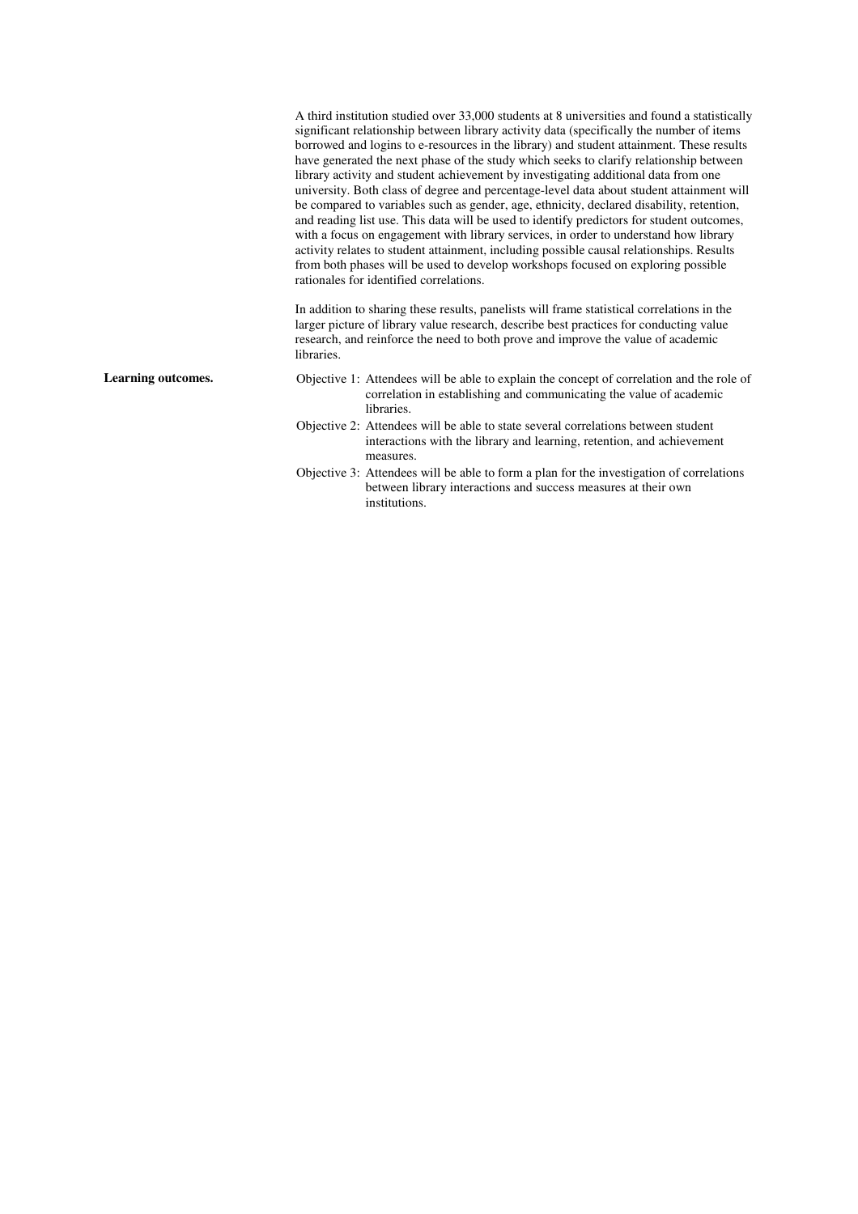A third institution studied over 33,000 students at 8 universities and found a statistically significant relationship between library activity data (specifically the number of items borrowed and logins to e-resources in the library) and student attainment. These results have generated the next phase of the study which seeks to clarify relationship between library activity and student achievement by investigating additional data from one university. Both class of degree and percentage-level data about student attainment will be compared to variables such as gender, age, ethnicity, declared disability, retention, and reading list use. This data will be used to identify predictors for student outcomes, with a focus on engagement with library services, in order to understand how library activity relates to student attainment, including possible causal relationships. Results from both phases will be used to develop workshops focused on exploring possible rationales for identified correlations.

In addition to sharing these results, panelists will frame statistical correlations in the larger picture of library value research, describe best practices for conducting value research, and reinforce the need to both prove and improve the value of academic libraries.

**Learning outcomes.**

Objective 1: Attendees will be able to explain the concept of correlation and the role of correlation in establishing and communicating the value of academic libraries.

Objective 2: Attendees will be able to state several correlations between student interactions with the library and learning, retention, and achievement measures.

Objective 3: Attendees will be able to form a plan for the investigation of correlations between library interactions and success measures at their own institutions.